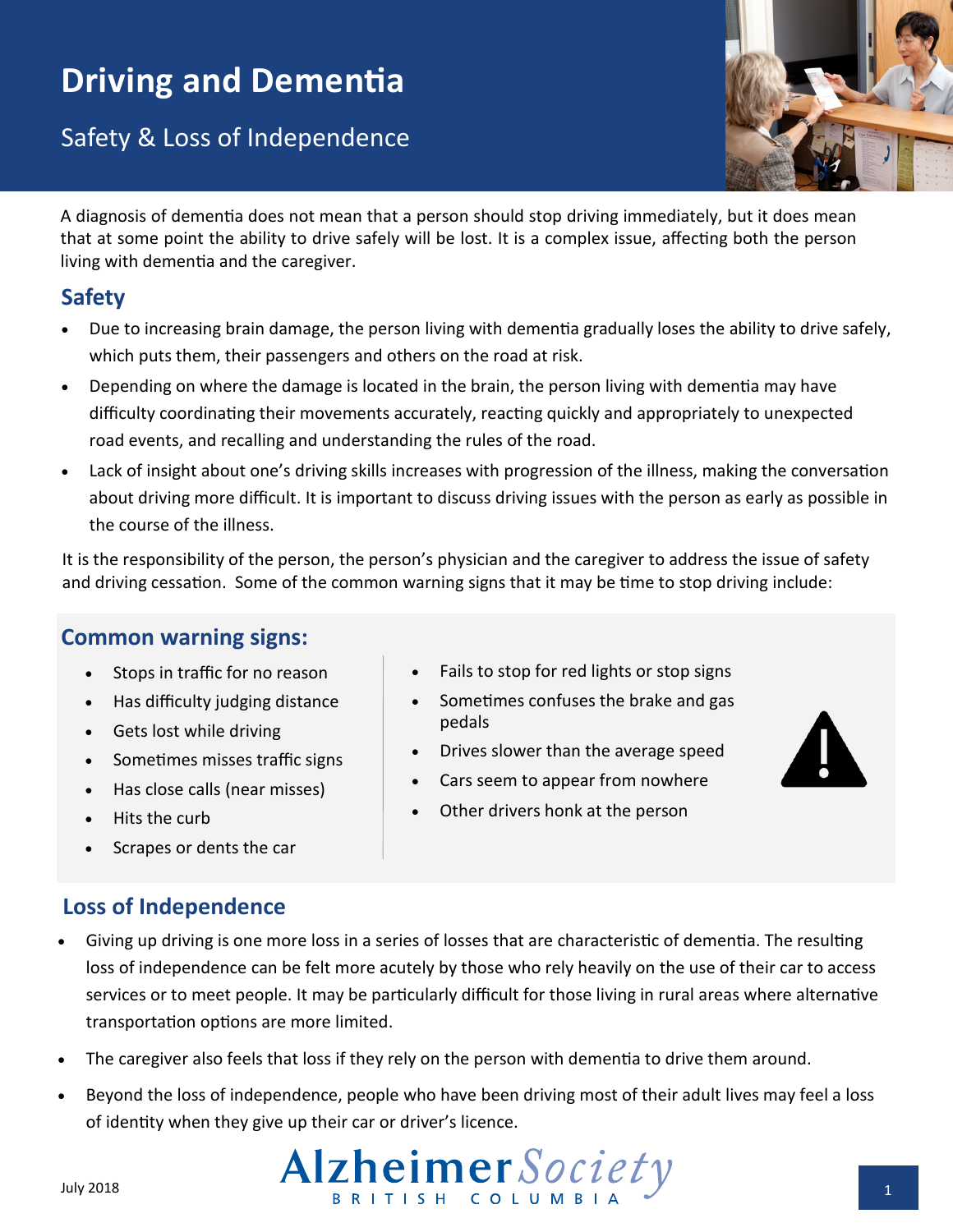# Driving and Dementia

## Safety & Loss of Independence

A diagnosis of dementia does not mean that a person should stop driving immediately, but it does mean that at some point the ability to drive safely will be lost. It is a complex issue, affecting both the person living with dementia and the caregiver.

## Safety

- Due to increasing brain damage, the person living with dementia gradually loses the ability to drive safely, which puts them, their passengers and others on the road at risk.
- Depending on where the damage is located in the brain, the person living with dementia may have difficulty coordinating their movements accurately, reacting quickly and appropriately to unexpected road events, and recalling and understanding the rules of the road.
- Lack of insight about one's driving skills increases with progression of the illness, making the conversation about driving more difficult. It is important to discuss driving issues with the person as early as possible in the course of the illness.

It is the responsibility of the person, the person's physician and the caregiver to address the issue of safety and driving cessation. Some of the common warning signs that it may be time to stop driving include:

### Common warning signs:

- Stops in traffic for no reason
- Has difficulty judging distance
- Gets lost while driving
- Sometimes misses traffic signs
- Has close calls (near misses)
- Hits the curb
- Scrapes or dents the car
- Fails to stop for red lights or stop signs
- Sometimes confuses the brake and gas pedals
- Drives slower than the average speed
- Cars seem to appear from nowhere
- Other drivers honk at the person

## Loss of Independence

- Giving up driving is one more loss in a series of losses that are characteristic of dementia. The resulting loss of independence can be felt more acutely by those who rely heavily on the use of their car to access services or to meet people. It may be particularly difficult for those living in rural areas where alternative transportation options are more limited.
- The caregiver also feels that loss if they rely on the person with dementia to drive them around.
- Beyond the loss of independence, people who have been driving most of their adult lives may feel a loss of identity when they give up their car or driver's licence.

July 2018

Alzheimer Society British Columbia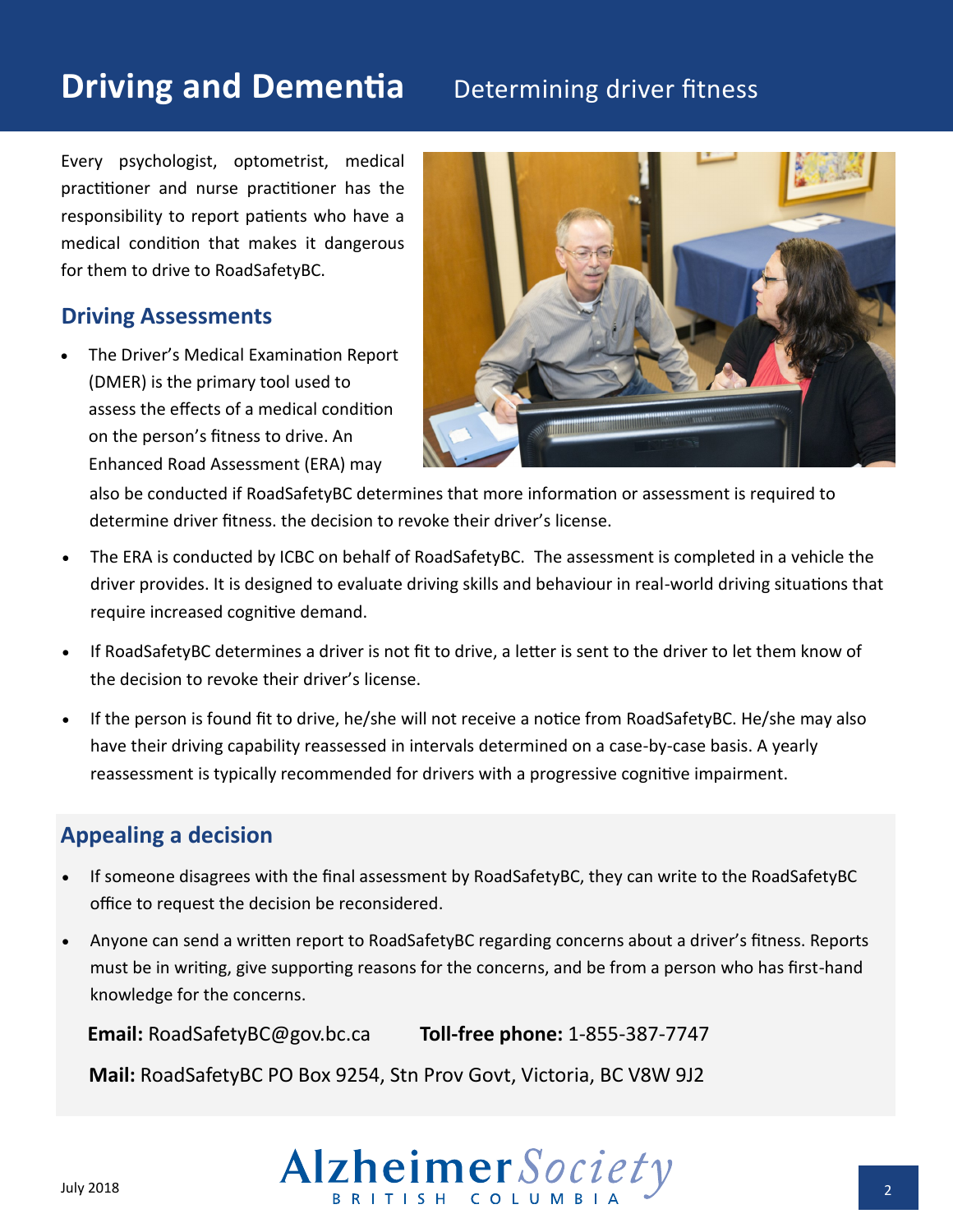# Driving and Dementia Determining driver fitness

Every psychologist, optometrist, medical practitioner and nurse practitioner has the responsibility to report patients who have a medical condition that makes it dangerous for them to drive to RoadSafetyBC.

## Driving Assessments

- The Driver's Medical Examination Report (DMER) is the primary tool used to assess the effects of a medical condition on the person's fitness to drive. An Enhanced Road Assessment (ERA) may also be conducted if RoadSafetyBC determines that more information or assessment is required to determine driver fitness. the decision to revoke their driver's license.
- The ERA is conducted by ICBC on behalf of RoadSafetyBC. The assessment is completed in a vehicle the driver provides. It is designed to evaluate driving skills and behaviour in real-world driving situations that require increased cognitive demand.
- If RoadSafetyBC determines a driver is not fit to drive, a letter is sent to the driver to let them know of the decision to revoke their driver's license.
- If the person is found fit to drive, he/she will not receive a notice from RoadSafetyBC. He/she may also have their driving capability reassessed in intervals determined on a case-by-case basis. A yearly reassessment is typically recommended for drivers with a progressive cognitive impairment.

## Appealing a decision

- If someone disagrees with the final assessment by RoadSafetyBC, they can write to the RoadSafetyBC office to request the decision be reconsidered.
- Anyone can send a written report to RoadSafetyBC regarding concerns about a driver's fitness. Reports must be in writing, give supporting reasons for the concerns, and be from a person who has first-hand knowledge for the concerns.

**Email:** RoadSafetyBC@gov.bc.ca **Toll-free phone:** 1-855-387-7747

**Mail:** RoadSafetyBC PO Box 9254, Stn Prov Govt, Victoria, BC V8W 9J2

July 2018

Alzheimer Society British Columbia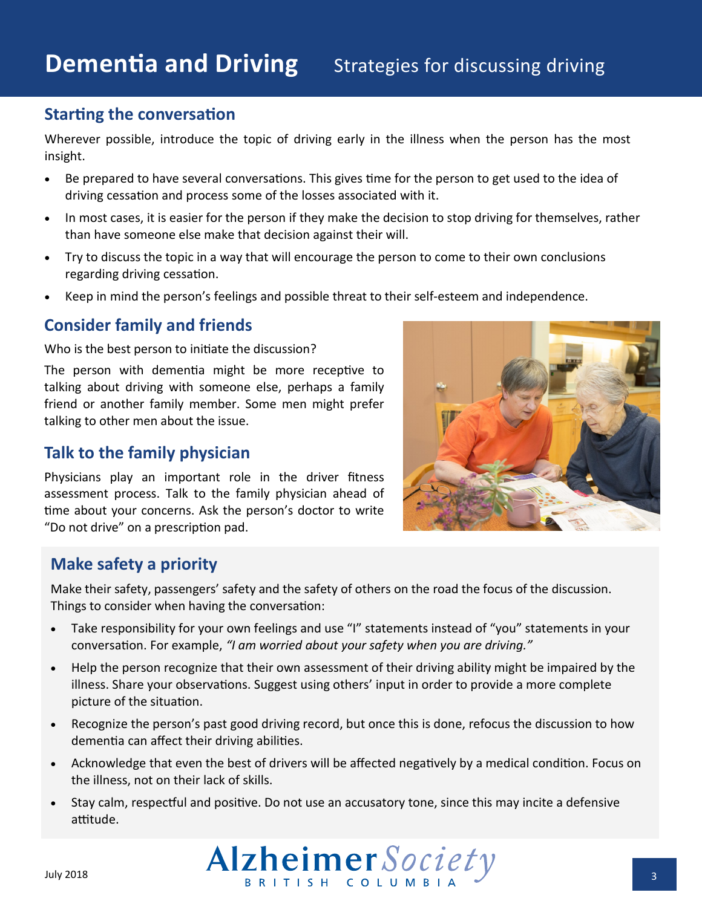# Dementia and Driving

## Strategies for discussing driving

### Starting the conversation

Wherever possible, introduce the topic of driving early in the illness when the person has the most insight.

- Be prepared to have several conversations. This gives time for the person to get used to the idea of driving cessation and process some of the losses associated with it.
- In most cases, it is easier for the person if they make the decision to stop driving for themselves, rather than have someone else make that decision against their will.
- Try to discuss the topic in a way that will encourage the person to come to their own conclusions regarding driving cessation.
- Keep in mind the person's feelings and possible threat to their self-esteem and independence.

### Consider family and friends

Who is the best person to initiate the discussion?

The person with dementia might be more receptive to talking about driving with someone else, perhaps a family friend or another family member. Some men might prefer talking to other men about the issue.

### Talk to the family physician

Physicians play an important role in the driver fitness assessment process. Talk to the family physician ahead of time about your concerns. Ask the person's doctor to write "Do not drive" on a prescription pad.

### Make safety a priority

Make their safety, passengers' safety and the safety of others on the road the focus of the discussion. Things to consider when having the conversation:

- Take responsibility for your own feelings and use "I" statements instead of "you" statements in your conversation. For example, *"I am worried about your safety when you are driving."*
- Help the person recognize that their own assessment of their driving ability might be impaired by the illness. Share your observations. Suggest using others' input in order to provide a more complete picture of the situation.
- Recognize the person's past good driving record, but once this is done, refocus the discussion to how dementia can affect their driving abilities.
- Acknowledge that even the best of drivers will be affected negatively by a medical condition. Focus on the illness, not on their lack of skills.
- Stay calm, respectful and positive. Do not use an accusatory tone, since this may incite a defensive attitude.

July 2018

Alzheimer Society British Columbia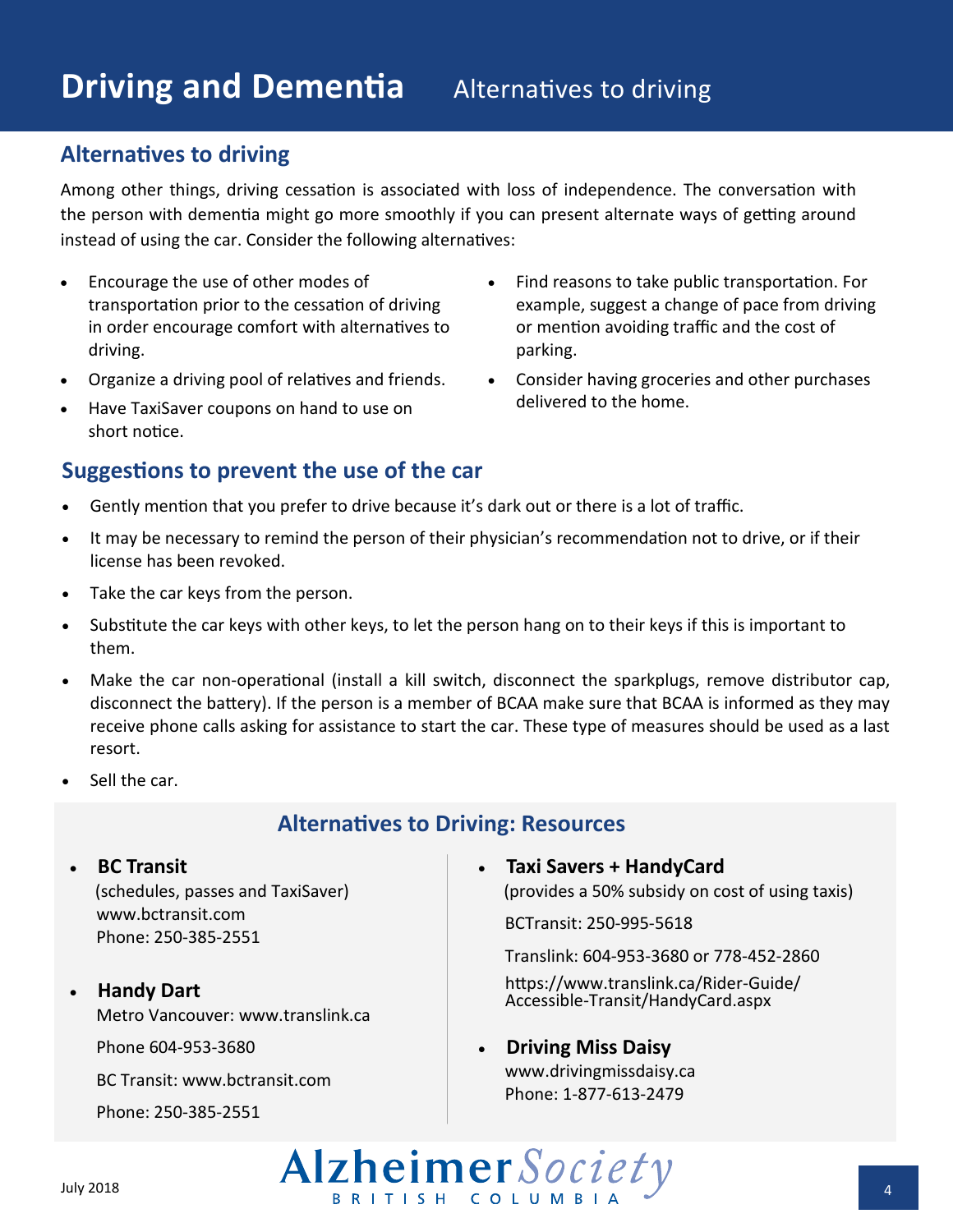# Driving and Dementia — Alternatives to driving

## Alternatives to driving

Among other things, driving cessation is associated with loss of independence. The conversation with the person with dementia might go more smoothly if you can present alternate ways of getting around instead of using the car. Consider the following alternatives:

- Encourage the use of other modes of transportation prior to the cessation of driving in order encourage comfort with alternatives to driving.
- Organize a driving pool of relatives and friends.
- Have TaxiSaver coupons on hand to use on short notice.
- Find reasons to take public transportation. For example, suggest a change of pace from driving or mention avoiding traffic and the cost of parking.
- Consider having groceries and other purchases delivered to the home.

## Suggestions to prevent the use of the car

- Gently mention that you prefer to drive because it's dark out or there is a lot of traffic.
- It may be necessary to remind the person of their physician's recommendation not to drive, or if their license has been revoked.
- Take the car keys from the person.
- Substitute the car keys with other keys, to let the person hang on to their keys if this is important to them.
- Make the car non-operational (install a kill switch, disconnect the sparkplugs, remove distributor cap, disconnect the battery). If the person is a member of BCAA make sure that BCAA is informed as they may receive phone calls asking for assistance to start the car. These type of measures should be used as a last resort.
- Sell the car.

## Alternatives to Driving: Resources

- **BC Transit**
  (schedules, passes and TaxiSaver)
  www.bctransit.com
  Phone: 250-385-2551

- **Handy Dart**
  Metro Vancouver: www.translink.ca
  Phone 604-953-3680
  BC Transit: www.bctransit.com
  Phone: 250-385-2551

- **Taxi Savers + HandyCard**
  (provides a 50% subsidy on cost of using taxis)
  BCTransit: 250-995-5618
  Translink: 604-953-3680 or 778-452-2860
  https://www.translink.ca/Rider-Guide/Accessible-Transit/HandyCard.aspx

- **Driving Miss Daisy**
  www.drivingmissdaisy.ca
  Phone: 1-877-613-2479

July 2018

Alzheimer Society British Columbia